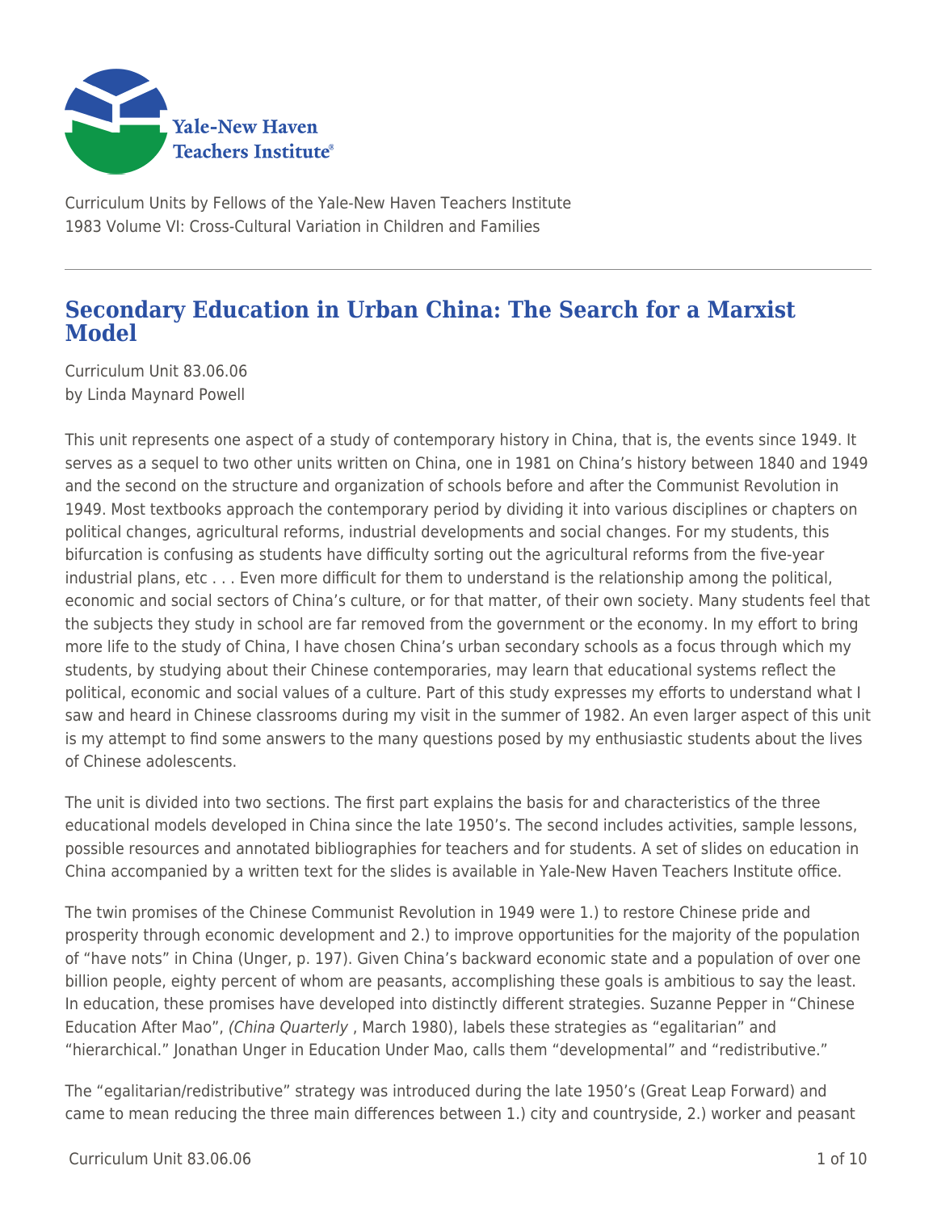Yale-New Haven Teachers Institute

Curriculum Units by Fellows of the Yale-New Haven Teachers Institute
1983 Volume VI: Cross-Cultural Variation in Children and Families

# Secondary Education in Urban China: The Search for a Marxist Model

Curriculum Unit 83.06.06
by Linda Maynard Powell

This unit represents one aspect of a study of contemporary history in China, that is, the events since 1949. It serves as a sequel to two other units written on China, one in 1981 on China's history between 1840 and 1949 and the second on the structure and organization of schools before and after the Communist Revolution in 1949. Most textbooks approach the contemporary period by dividing it into various disciplines or chapters on political changes, agricultural reforms, industrial developments and social changes. For my students, this bifurcation is confusing as students have difficulty sorting out the agricultural reforms from the five-year industrial plans, etc . . . Even more difficult for them to understand is the relationship among the political, economic and social sectors of China's culture, or for that matter, of their own society. Many students feel that the subjects they study in school are far removed from the government or the economy. In my effort to bring more life to the study of China, I have chosen China's urban secondary schools as a focus through which my students, by studying about their Chinese contemporaries, may learn that educational systems reflect the political, economic and social values of a culture. Part of this study expresses my efforts to understand what I saw and heard in Chinese classrooms during my visit in the summer of 1982. An even larger aspect of this unit is my attempt to find some answers to the many questions posed by my enthusiastic students about the lives of Chinese adolescents.

The unit is divided into two sections. The first part explains the basis for and characteristics of the three educational models developed in China since the late 1950's. The second includes activities, sample lessons, possible resources and annotated bibliographies for teachers and for students. A set of slides on education in China accompanied by a written text for the slides is available in Yale-New Haven Teachers Institute office.

The twin promises of the Chinese Communist Revolution in 1949 were 1.) to restore Chinese pride and prosperity through economic development and 2.) to improve opportunities for the majority of the population of "have nots" in China (Unger, p. 197). Given China's backward economic state and a population of over one billion people, eighty percent of whom are peasants, accomplishing these goals is ambitious to say the least. In education, these promises have developed into distinctly different strategies. Suzanne Pepper in "Chinese Education After Mao", *(China Quarterly* , March 1980), labels these strategies as "egalitarian" and "hierarchical." Jonathan Unger in Education Under Mao, calls them "developmental" and "redistributive."

The "egalitarian/redistributive" strategy was introduced during the late 1950's (Great Leap Forward) and came to mean reducing the three main differences between 1.) city and countryside, 2.) worker and peasant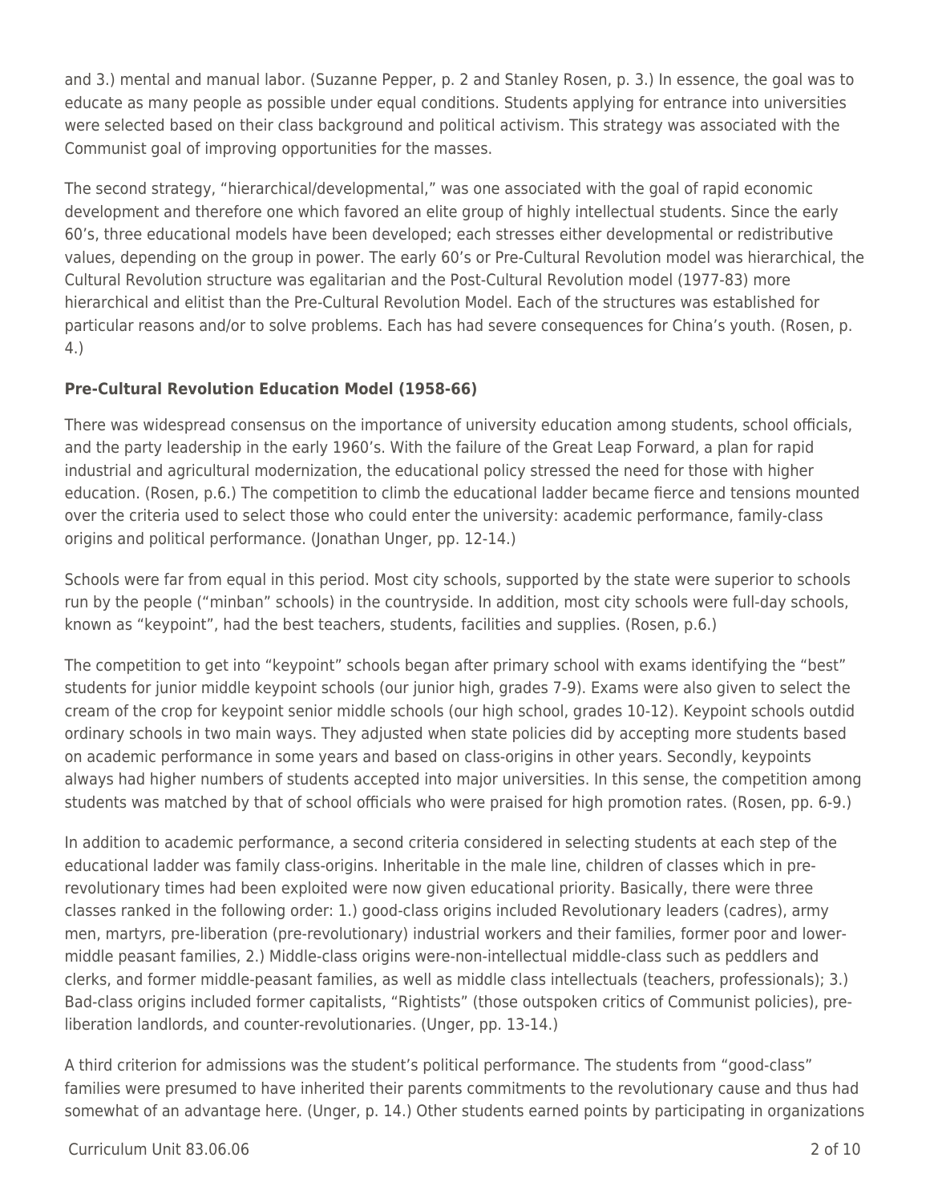and 3.) mental and manual labor. (Suzanne Pepper, p. 2 and Stanley Rosen, p. 3.) In essence, the goal was to educate as many people as possible under equal conditions. Students applying for entrance into universities were selected based on their class background and political activism. This strategy was associated with the Communist goal of improving opportunities for the masses.

The second strategy, "hierarchical/developmental," was one associated with the goal of rapid economic development and therefore one which favored an elite group of highly intellectual students. Since the early 60's, three educational models have been developed; each stresses either developmental or redistributive values, depending on the group in power. The early 60's or Pre-Cultural Revolution model was hierarchical, the Cultural Revolution structure was egalitarian and the Post-Cultural Revolution model (1977-83) more hierarchical and elitist than the Pre-Cultural Revolution Model. Each of the structures was established for particular reasons and/or to solve problems. Each has had severe consequences for China's youth. (Rosen, p. 4.)

**Pre-Cultural Revolution Education Model (1958-66)**

There was widespread consensus on the importance of university education among students, school officials, and the party leadership in the early 1960's. With the failure of the Great Leap Forward, a plan for rapid industrial and agricultural modernization, the educational policy stressed the need for those with higher education. (Rosen, p.6.) The competition to climb the educational ladder became fierce and tensions mounted over the criteria used to select those who could enter the university: academic performance, family-class origins and political performance. (Jonathan Unger, pp. 12-14.)

Schools were far from equal in this period. Most city schools, supported by the state were superior to schools run by the people ("minban" schools) in the countryside. In addition, most city schools were full-day schools, known as "keypoint", had the best teachers, students, facilities and supplies. (Rosen, p.6.)

The competition to get into "keypoint" schools began after primary school with exams identifying the "best" students for junior middle keypoint schools (our junior high, grades 7-9). Exams were also given to select the cream of the crop for keypoint senior middle schools (our high school, grades 10-12). Keypoint schools outdid ordinary schools in two main ways. They adjusted when state policies did by accepting more students based on academic performance in some years and based on class-origins in other years. Secondly, keypoints always had higher numbers of students accepted into major universities. In this sense, the competition among students was matched by that of school officials who were praised for high promotion rates. (Rosen, pp. 6-9.)

In addition to academic performance, a second criteria considered in selecting students at each step of the educational ladder was family class-origins. Inheritable in the male line, children of classes which in pre-revolutionary times had been exploited were now given educational priority. Basically, there were three classes ranked in the following order: 1.) good-class origins included Revolutionary leaders (cadres), army men, martyrs, pre-liberation (pre-revolutionary) industrial workers and their families, former poor and lower-middle peasant families, 2.) Middle-class origins were-non-intellectual middle-class such as peddlers and clerks, and former middle-peasant families, as well as middle class intellectuals (teachers, professionals); 3.) Bad-class origins included former capitalists, "Rightists" (those outspoken critics of Communist policies), pre-liberation landlords, and counter-revolutionaries. (Unger, pp. 13-14.)

A third criterion for admissions was the student's political performance. The students from "good-class" families were presumed to have inherited their parents commitments to the revolutionary cause and thus had somewhat of an advantage here. (Unger, p. 14.) Other students earned points by participating in organizations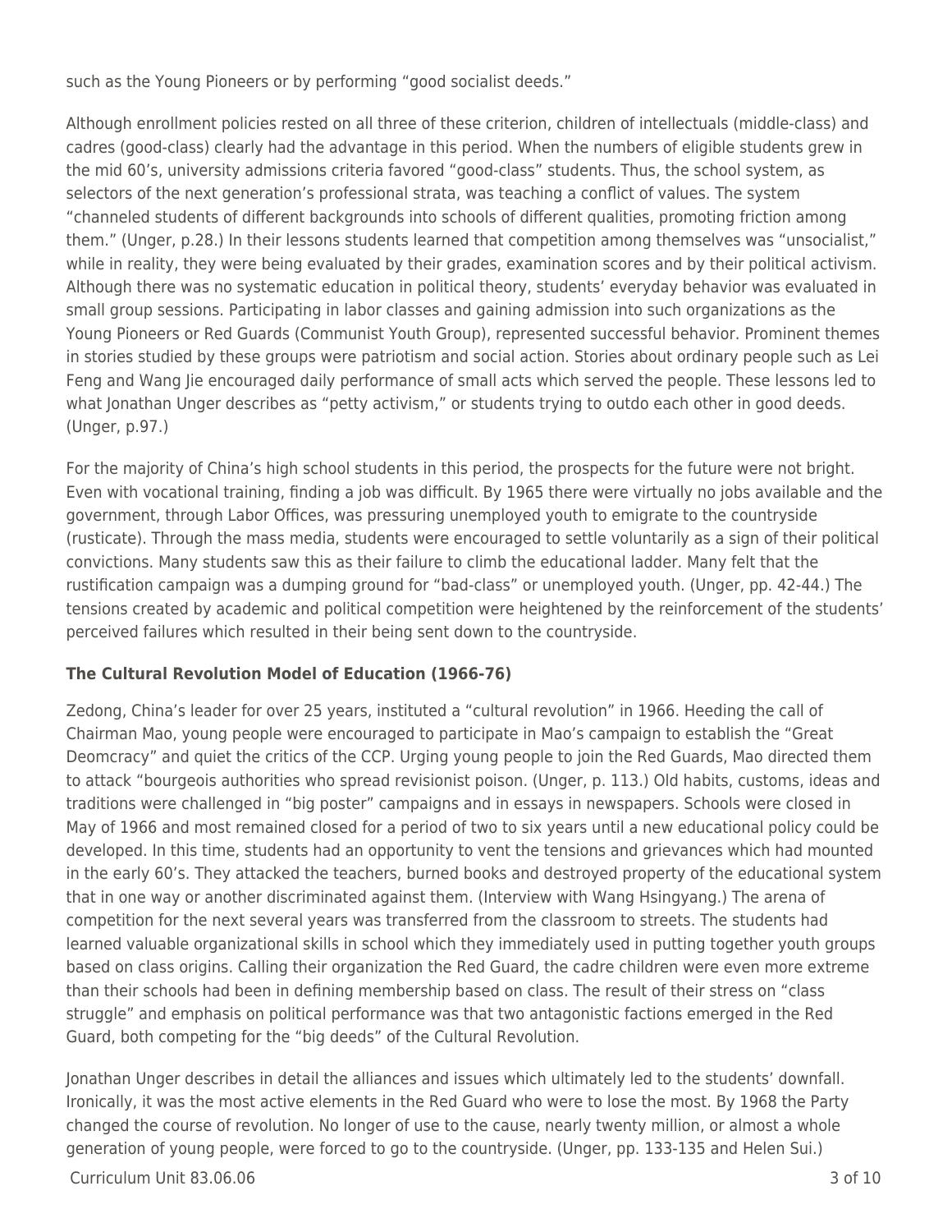such as the Young Pioneers or by performing "good socialist deeds."

Although enrollment policies rested on all three of these criterion, children of intellectuals (middle-class) and cadres (good-class) clearly had the advantage in this period. When the numbers of eligible students grew in the mid 60's, university admissions criteria favored "good-class" students. Thus, the school system, as selectors of the next generation's professional strata, was teaching a conflict of values. The system "channeled students of different backgrounds into schools of different qualities, promoting friction among them." (Unger, p.28.) In their lessons students learned that competition among themselves was "unsocialist," while in reality, they were being evaluated by their grades, examination scores and by their political activism. Although there was no systematic education in political theory, students' everyday behavior was evaluated in small group sessions. Participating in labor classes and gaining admission into such organizations as the Young Pioneers or Red Guards (Communist Youth Group), represented successful behavior. Prominent themes in stories studied by these groups were patriotism and social action. Stories about ordinary people such as Lei Feng and Wang Jie encouraged daily performance of small acts which served the people. These lessons led to what Jonathan Unger describes as "petty activism," or students trying to outdo each other in good deeds. (Unger, p.97.)

For the majority of China's high school students in this period, the prospects for the future were not bright. Even with vocational training, finding a job was difficult. By 1965 there were virtually no jobs available and the government, through Labor Offices, was pressuring unemployed youth to emigrate to the countryside (rusticate). Through the mass media, students were encouraged to settle voluntarily as a sign of their political convictions. Many students saw this as their failure to climb the educational ladder. Many felt that the rustification campaign was a dumping ground for "bad-class" or unemployed youth. (Unger, pp. 42-44.) The tensions created by academic and political competition were heightened by the reinforcement of the students' perceived failures which resulted in their being sent down to the countryside.

**The Cultural Revolution Model of Education (1966-76)**

Zedong, China's leader for over 25 years, instituted a "cultural revolution" in 1966. Heeding the call of Chairman Mao, young people were encouraged to participate in Mao's campaign to establish the "Great Deomcracy" and quiet the critics of the CCP. Urging young people to join the Red Guards, Mao directed them to attack "bourgeois authorities who spread revisionist poison. (Unger, p. 113.) Old habits, customs, ideas and traditions were challenged in "big poster" campaigns and in essays in newspapers. Schools were closed in May of 1966 and most remained closed for a period of two to six years until a new educational policy could be developed. In this time, students had an opportunity to vent the tensions and grievances which had mounted in the early 60's. They attacked the teachers, burned books and destroyed property of the educational system that in one way or another discriminated against them. (Interview with Wang Hsingyang.) The arena of competition for the next several years was transferred from the classroom to streets. The students had learned valuable organizational skills in school which they immediately used in putting together youth groups based on class origins. Calling their organization the Red Guard, the cadre children were even more extreme than their schools had been in defining membership based on class. The result of their stress on "class struggle" and emphasis on political performance was that two antagonistic factions emerged in the Red Guard, both competing for the "big deeds" of the Cultural Revolution.

Jonathan Unger describes in detail the alliances and issues which ultimately led to the students' downfall. Ironically, it was the most active elements in the Red Guard who were to lose the most. By 1968 the Party changed the course of revolution. No longer of use to the cause, nearly twenty million, or almost a whole generation of young people, were forced to go to the countryside. (Unger, pp. 133-135 and Helen Sui.)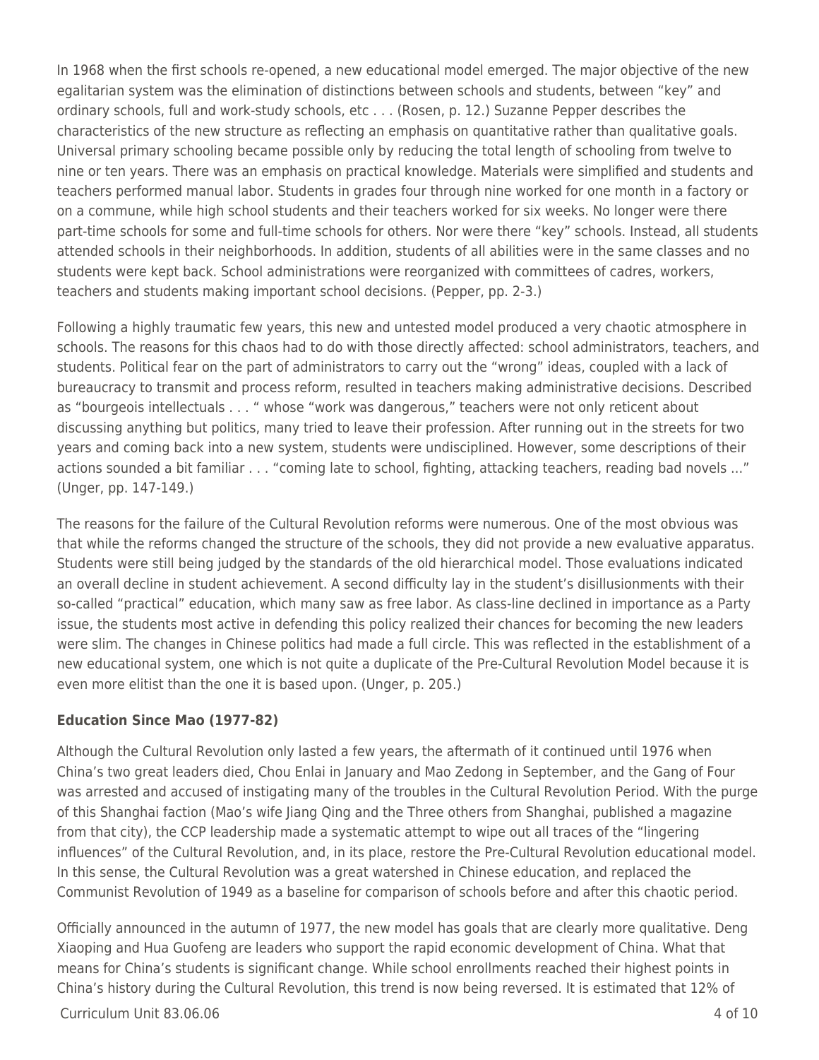In 1968 when the first schools re-opened, a new educational model emerged. The major objective of the new egalitarian system was the elimination of distinctions between schools and students, between "key" and ordinary schools, full and work-study schools, etc . . . (Rosen, p. 12.) Suzanne Pepper describes the characteristics of the new structure as reflecting an emphasis on quantitative rather than qualitative goals. Universal primary schooling became possible only by reducing the total length of schooling from twelve to nine or ten years. There was an emphasis on practical knowledge. Materials were simplified and students and teachers performed manual labor. Students in grades four through nine worked for one month in a factory or on a commune, while high school students and their teachers worked for six weeks. No longer were there part-time schools for some and full-time schools for others. Nor were there "key" schools. Instead, all students attended schools in their neighborhoods. In addition, students of all abilities were in the same classes and no students were kept back. School administrations were reorganized with committees of cadres, workers, teachers and students making important school decisions. (Pepper, pp. 2-3.)

Following a highly traumatic few years, this new and untested model produced a very chaotic atmosphere in schools. The reasons for this chaos had to do with those directly affected: school administrators, teachers, and students. Political fear on the part of administrators to carry out the "wrong" ideas, coupled with a lack of bureaucracy to transmit and process reform, resulted in teachers making administrative decisions. Described as "bourgeois intellectuals . . . " whose "work was dangerous," teachers were not only reticent about discussing anything but politics, many tried to leave their profession. After running out in the streets for two years and coming back into a new system, students were undisciplined. However, some descriptions of their actions sounded a bit familiar . . . "coming late to school, fighting, attacking teachers, reading bad novels ..." (Unger, pp. 147-149.)

The reasons for the failure of the Cultural Revolution reforms were numerous. One of the most obvious was that while the reforms changed the structure of the schools, they did not provide a new evaluative apparatus. Students were still being judged by the standards of the old hierarchical model. Those evaluations indicated an overall decline in student achievement. A second difficulty lay in the student's disillusionments with their so-called "practical" education, which many saw as free labor. As class-line declined in importance as a Party issue, the students most active in defending this policy realized their chances for becoming the new leaders were slim. The changes in Chinese politics had made a full circle. This was reflected in the establishment of a new educational system, one which is not quite a duplicate of the Pre-Cultural Revolution Model because it is even more elitist than the one it is based upon. (Unger, p. 205.)

**Education Since Mao (1977-82)**

Although the Cultural Revolution only lasted a few years, the aftermath of it continued until 1976 when China's two great leaders died, Chou Enlai in January and Mao Zedong in September, and the Gang of Four was arrested and accused of instigating many of the troubles in the Cultural Revolution Period. With the purge of this Shanghai faction (Mao's wife Jiang Qing and the Three others from Shanghai, published a magazine from that city), the CCP leadership made a systematic attempt to wipe out all traces of the "lingering influences" of the Cultural Revolution, and, in its place, restore the Pre-Cultural Revolution educational model. In this sense, the Cultural Revolution was a great watershed in Chinese education, and replaced the Communist Revolution of 1949 as a baseline for comparison of schools before and after this chaotic period.

Officially announced in the autumn of 1977, the new model has goals that are clearly more qualitative. Deng Xiaoping and Hua Guofeng are leaders who support the rapid economic development of China. What that means for China's students is significant change. While school enrollments reached their highest points in China's history during the Cultural Revolution, this trend is now being reversed. It is estimated that 12% of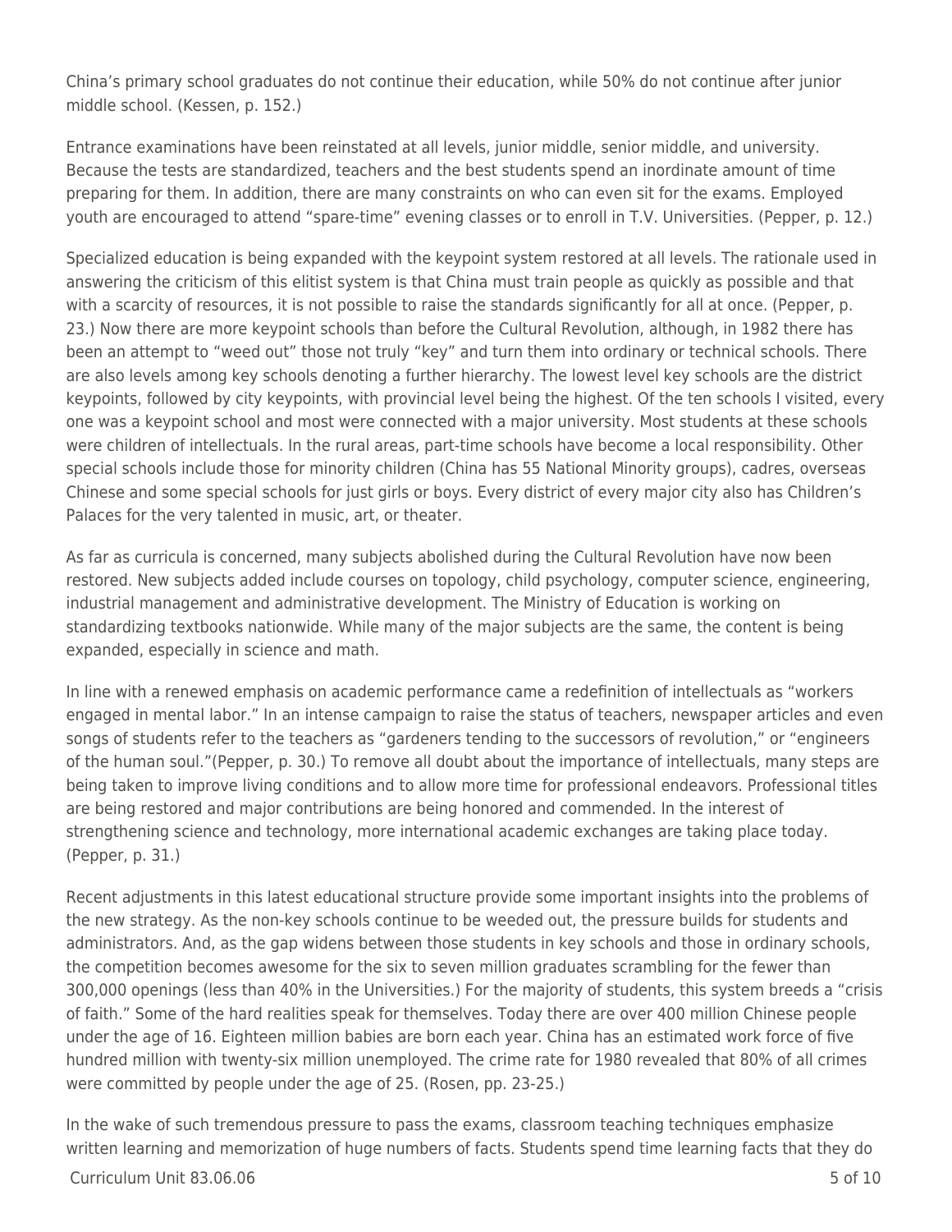China's primary school graduates do not continue their education, while 50% do not continue after junior middle school. (Kessen, p. 152.)

Entrance examinations have been reinstated at all levels, junior middle, senior middle, and university. Because the tests are standardized, teachers and the best students spend an inordinate amount of time preparing for them. In addition, there are many constraints on who can even sit for the exams. Employed youth are encouraged to attend "spare-time" evening classes or to enroll in T.V. Universities. (Pepper, p. 12.)

Specialized education is being expanded with the keypoint system restored at all levels. The rationale used in answering the criticism of this elitist system is that China must train people as quickly as possible and that with a scarcity of resources, it is not possible to raise the standards significantly for all at once. (Pepper, p. 23.) Now there are more keypoint schools than before the Cultural Revolution, although, in 1982 there has been an attempt to "weed out" those not truly "key" and turn them into ordinary or technical schools. There are also levels among key schools denoting a further hierarchy. The lowest level key schools are the district keypoints, followed by city keypoints, with provincial level being the highest. Of the ten schools I visited, every one was a keypoint school and most were connected with a major university. Most students at these schools were children of intellectuals. In the rural areas, part-time schools have become a local responsibility. Other special schools include those for minority children (China has 55 National Minority groups), cadres, overseas Chinese and some special schools for just girls or boys. Every district of every major city also has Children's Palaces for the very talented in music, art, or theater.

As far as curricula is concerned, many subjects abolished during the Cultural Revolution have now been restored. New subjects added include courses on topology, child psychology, computer science, engineering, industrial management and administrative development. The Ministry of Education is working on standardizing textbooks nationwide. While many of the major subjects are the same, the content is being expanded, especially in science and math.

In line with a renewed emphasis on academic performance came a redefinition of intellectuals as "workers engaged in mental labor." In an intense campaign to raise the status of teachers, newspaper articles and even songs of students refer to the teachers as "gardeners tending to the successors of revolution," or "engineers of the human soul."(Pepper, p. 30.) To remove all doubt about the importance of intellectuals, many steps are being taken to improve living conditions and to allow more time for professional endeavors. Professional titles are being restored and major contributions are being honored and commended. In the interest of strengthening science and technology, more international academic exchanges are taking place today. (Pepper, p. 31.)

Recent adjustments in this latest educational structure provide some important insights into the problems of the new strategy. As the non-key schools continue to be weeded out, the pressure builds for students and administrators. And, as the gap widens between those students in key schools and those in ordinary schools, the competition becomes awesome for the six to seven million graduates scrambling for the fewer than 300,000 openings (less than 40% in the Universities.) For the majority of students, this system breeds a "crisis of faith." Some of the hard realities speak for themselves. Today there are over 400 million Chinese people under the age of 16. Eighteen million babies are born each year. China has an estimated work force of five hundred million with twenty-six million unemployed. The crime rate for 1980 revealed that 80% of all crimes were committed by people under the age of 25. (Rosen, pp. 23-25.)

In the wake of such tremendous pressure to pass the exams, classroom teaching techniques emphasize written learning and memorization of huge numbers of facts. Students spend time learning facts that they do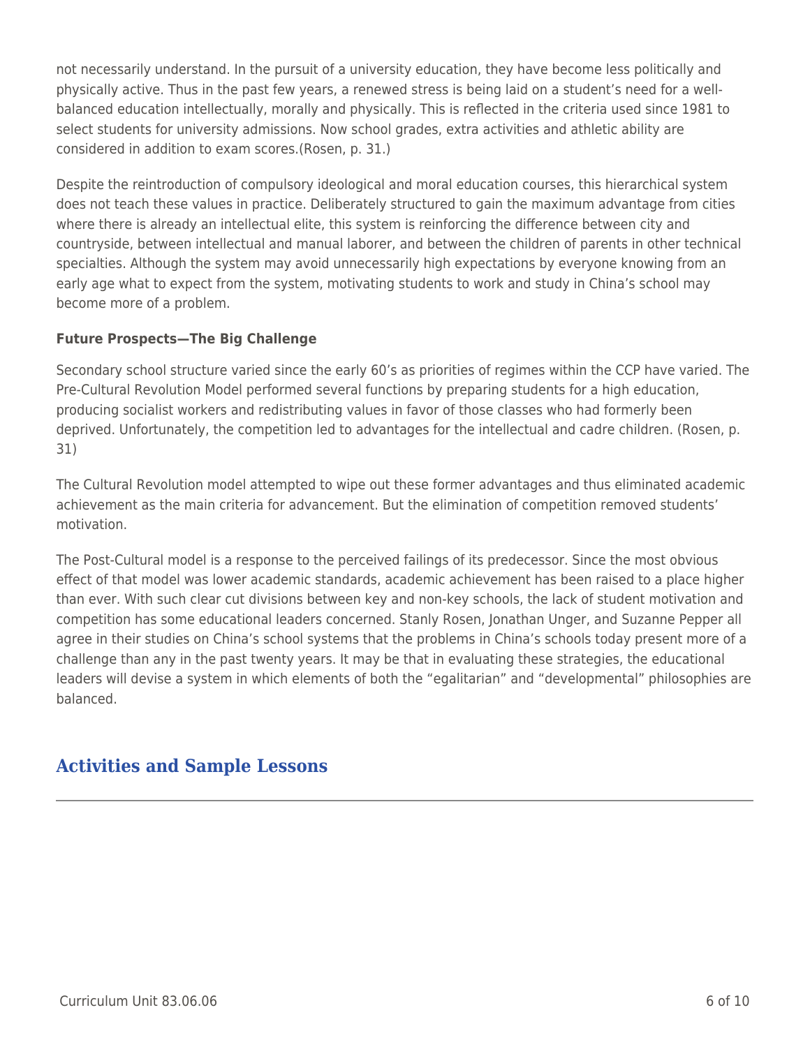not necessarily understand. In the pursuit of a university education, they have become less politically and physically active. Thus in the past few years, a renewed stress is being laid on a student's need for a well-balanced education intellectually, morally and physically. This is reflected in the criteria used since 1981 to select students for university admissions. Now school grades, extra activities and athletic ability are considered in addition to exam scores.(Rosen, p. 31.)

Despite the reintroduction of compulsory ideological and moral education courses, this hierarchical system does not teach these values in practice. Deliberately structured to gain the maximum advantage from cities where there is already an intellectual elite, this system is reinforcing the difference between city and countryside, between intellectual and manual laborer, and between the children of parents in other technical specialties. Although the system may avoid unnecessarily high expectations by everyone knowing from an early age what to expect from the system, motivating students to work and study in China's school may become more of a problem.

**Future Prospects—The Big Challenge**

Secondary school structure varied since the early 60's as priorities of regimes within the CCP have varied. The Pre-Cultural Revolution Model performed several functions by preparing students for a high education, producing socialist workers and redistributing values in favor of those classes who had formerly been deprived. Unfortunately, the competition led to advantages for the intellectual and cadre children. (Rosen, p. 31)

The Cultural Revolution model attempted to wipe out these former advantages and thus eliminated academic achievement as the main criteria for advancement. But the elimination of competition removed students' motivation.

The Post-Cultural model is a response to the perceived failings of its predecessor. Since the most obvious effect of that model was lower academic standards, academic achievement has been raised to a place higher than ever. With such clear cut divisions between key and non-key schools, the lack of student motivation and competition has some educational leaders concerned. Stanly Rosen, Jonathan Unger, and Suzanne Pepper all agree in their studies on China's school systems that the problems in China's schools today present more of a challenge than any in the past twenty years. It may be that in evaluating these strategies, the educational leaders will devise a system in which elements of both the "egalitarian" and "developmental" philosophies are balanced.

## Activities and Sample Lessons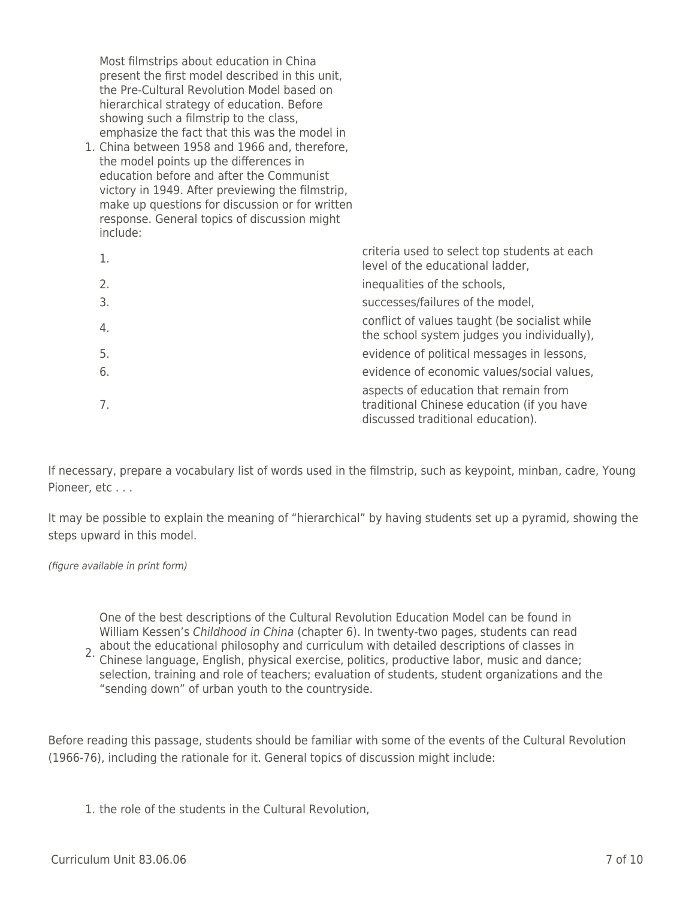1. Most filmstrips about education in China present the first model described in this unit, the Pre-Cultural Revolution Model based on hierarchical strategy of education. Before showing such a filmstrip to the class, emphasize the fact that this was the model in China between 1958 and 1966 and, therefore, the model points up the differences in education before and after the Communist victory in 1949. After previewing the filmstrip, make up questions for discussion or for written response. General topics of discussion might include:

    1. criteria used to select top students at each level of the educational ladder,
    2. inequalities of the schools,
    3. successes/failures of the model,
    4. conflict of values taught (be socialist while the school system judges you individually),
    5. evidence of political messages in lessons,
    6. evidence of economic values/social values,
    7. aspects of education that remain from traditional Chinese education (if you have discussed traditional education).

If necessary, prepare a vocabulary list of words used in the filmstrip, such as keypoint, minban, cadre, Young Pioneer, etc . . .

It may be possible to explain the meaning of "hierarchical" by having students set up a pyramid, showing the steps upward in this model.

*(figure available in print form)*

2. One of the best descriptions of the Cultural Revolution Education Model can be found in William Kessen's *Childhood in China* (chapter 6). In twenty-two pages, students can read about the educational philosophy and curriculum with detailed descriptions of classes in Chinese language, English, physical exercise, politics, productive labor, music and dance; selection, training and role of teachers; evaluation of students, student organizations and the "sending down" of urban youth to the countryside.

Before reading this passage, students should be familiar with some of the events of the Cultural Revolution (1966-76), including the rationale for it. General topics of discussion might include:

1. the role of the students in the Cultural Revolution,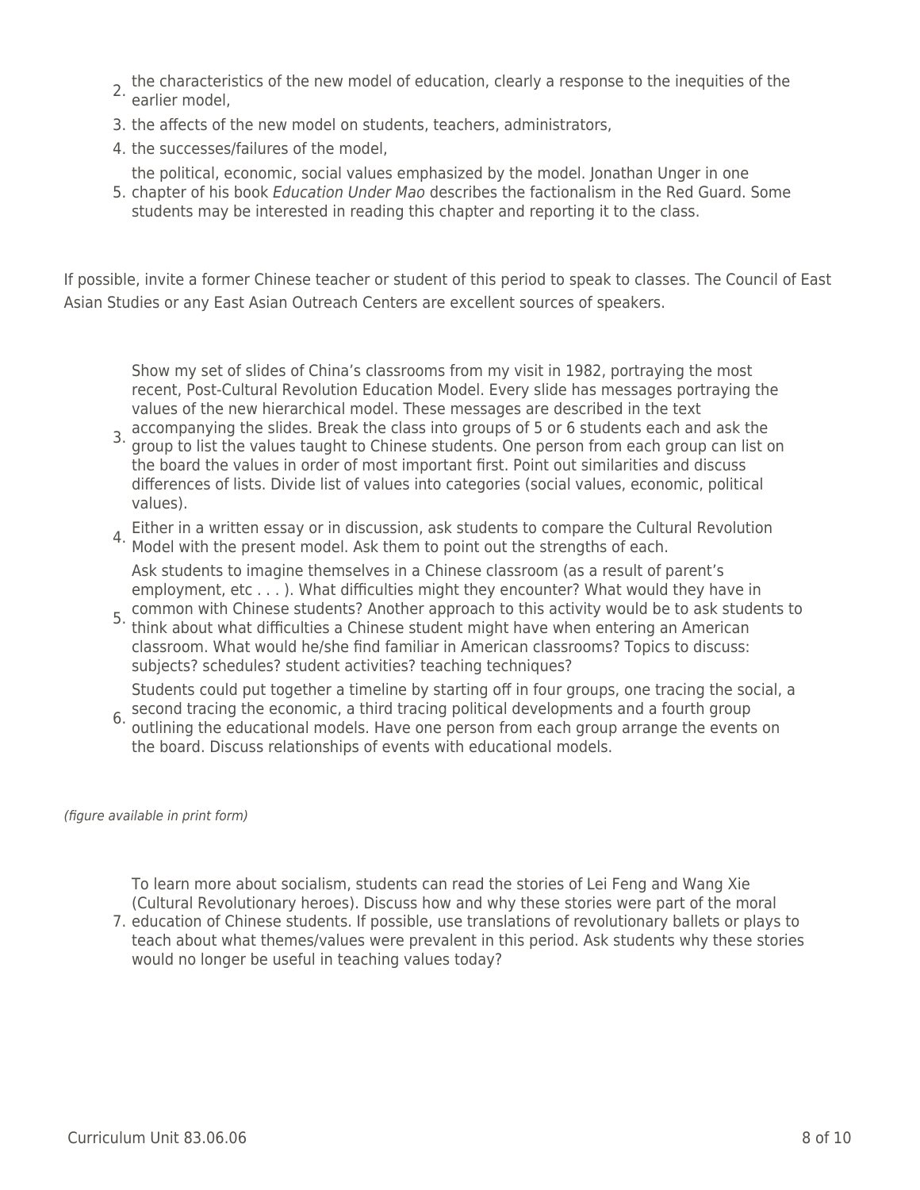2. the characteristics of the new model of education, clearly a response to the inequities of the earlier model,
3. the affects of the new model on students, teachers, administrators,
4. the successes/failures of the model,
5. the political, economic, social values emphasized by the model. Jonathan Unger in one chapter of his book *Education Under Mao* describes the factionalism in the Red Guard. Some students may be interested in reading this chapter and reporting it to the class.

If possible, invite a former Chinese teacher or student of this period to speak to classes. The Council of East Asian Studies or any East Asian Outreach Centers are excellent sources of speakers.

3. Show my set of slides of China's classrooms from my visit in 1982, portraying the most recent, Post-Cultural Revolution Education Model. Every slide has messages portraying the values of the new hierarchical model. These messages are described in the text accompanying the slides. Break the class into groups of 5 or 6 students each and ask the group to list the values taught to Chinese students. One person from each group can list on the board the values in order of most important first. Point out similarities and discuss differences of lists. Divide list of values into categories (social values, economic, political values).
4. Either in a written essay or in discussion, ask students to compare the Cultural Revolution Model with the present model. Ask them to point out the strengths of each.
5. Ask students to imagine themselves in a Chinese classroom (as a result of parent's employment, etc . . . ). What difficulties might they encounter? What would they have in common with Chinese students? Another approach to this activity would be to ask students to think about what difficulties a Chinese student might have when entering an American classroom. What would he/she find familiar in American classrooms? Topics to discuss: subjects? schedules? student activities? teaching techniques?
6. Students could put together a timeline by starting off in four groups, one tracing the social, a second tracing the economic, a third tracing political developments and a fourth group outlining the educational models. Have one person from each group arrange the events on the board. Discuss relationships of events with educational models.

*(figure available in print form)*

7. To learn more about socialism, students can read the stories of Lei Feng and Wang Xie (Cultural Revolutionary heroes). Discuss how and why these stories were part of the moral education of Chinese students. If possible, use translations of revolutionary ballets or plays to teach about what themes/values were prevalent in this period. Ask students why these stories would no longer be useful in teaching values today?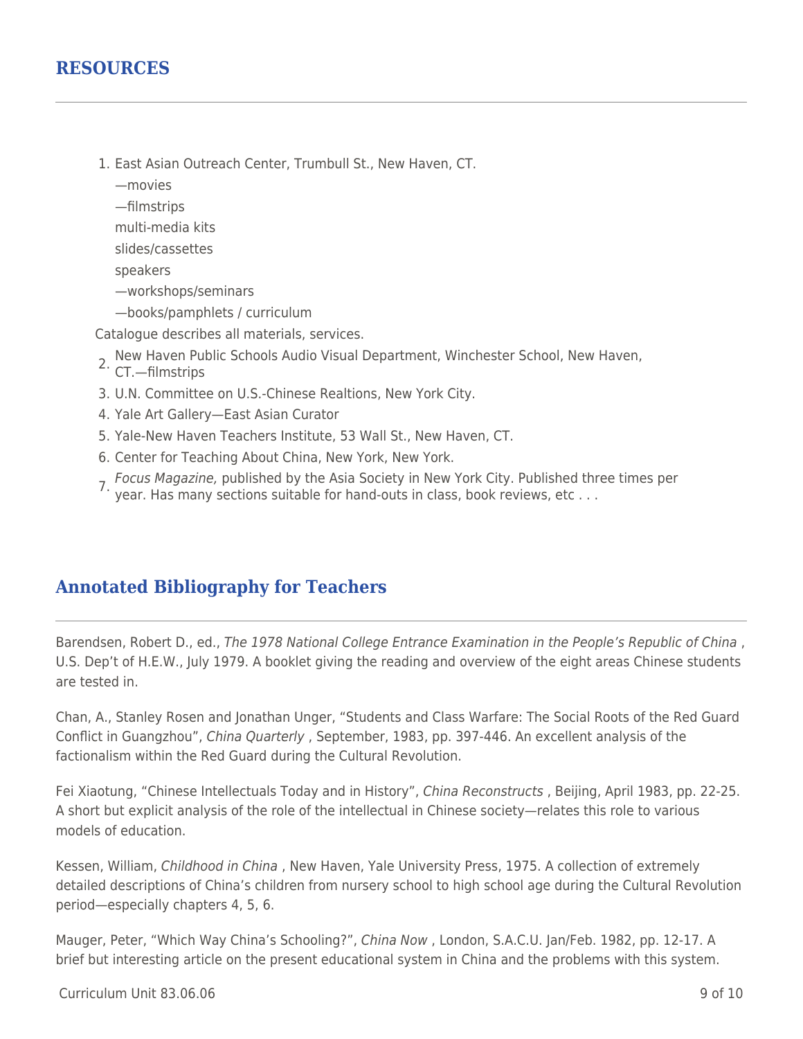## RESOURCES

1. East Asian Outreach Center, Trumbull St., New Haven, CT.

   —movies

   —filmstrips

   multi-media kits

   slides/cassettes

   speakers

   —workshops/seminars

   —books/pamphlets / curriculum

Catalogue describes all materials, services.

2. New Haven Public Schools Audio Visual Department, Winchester School, New Haven, CT.—filmstrips
3. U.N. Committee on U.S.-Chinese Realtions, New York City.
4. Yale Art Gallery—East Asian Curator
5. Yale-New Haven Teachers Institute, 53 Wall St., New Haven, CT.
6. Center for Teaching About China, New York, New York.
7. *Focus Magazine,* published by the Asia Society in New York City. Published three times per year. Has many sections suitable for hand-outs in class, book reviews, etc . . .

## Annotated Bibliography for Teachers

Barendsen, Robert D., ed., *The 1978 National College Entrance Examination in the People's Republic of China* , U.S. Dep't of H.E.W., July 1979. A booklet giving the reading and overview of the eight areas Chinese students are tested in.

Chan, A., Stanley Rosen and Jonathan Unger, "Students and Class Warfare: The Social Roots of the Red Guard Conflict in Guangzhou", *China Quarterly* , September, 1983, pp. 397-446. An excellent analysis of the factionalism within the Red Guard during the Cultural Revolution.

Fei Xiaotung, "Chinese Intellectuals Today and in History", *China Reconstructs* , Beijing, April 1983, pp. 22-25. A short but explicit analysis of the role of the intellectual in Chinese society—relates this role to various models of education.

Kessen, William, *Childhood in China* , New Haven, Yale University Press, 1975. A collection of extremely detailed descriptions of China's children from nursery school to high school age during the Cultural Revolution period—especially chapters 4, 5, 6.

Mauger, Peter, "Which Way China's Schooling?", *China Now* , London, S.A.C.U. Jan/Feb. 1982, pp. 12-17. A brief but interesting article on the present educational system in China and the problems with this system.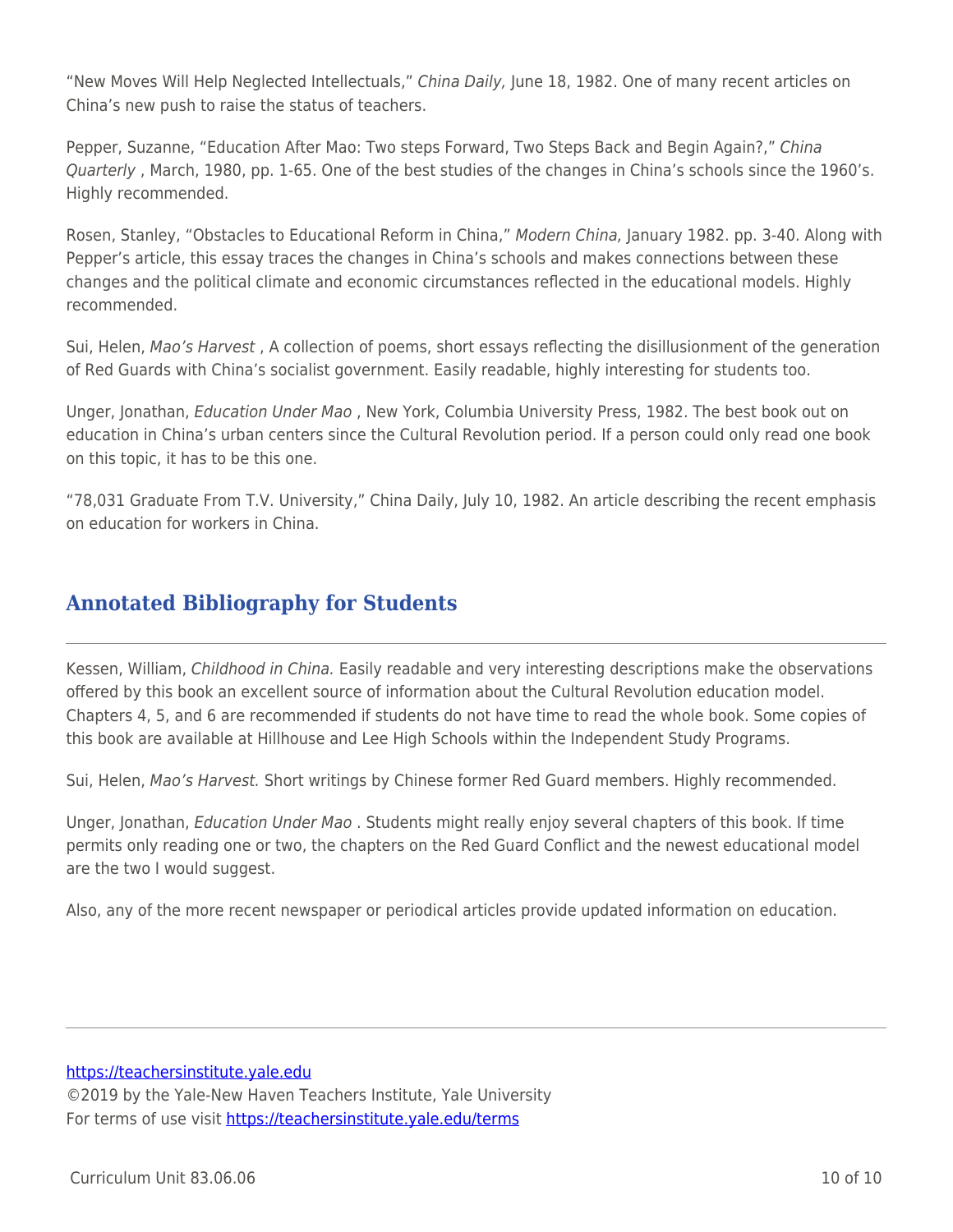"New Moves Will Help Neglected Intellectuals," *China Daily,* June 18, 1982. One of many recent articles on China's new push to raise the status of teachers.

Pepper, Suzanne, "Education After Mao: Two steps Forward, Two Steps Back and Begin Again?," *China Quarterly* , March, 1980, pp. 1-65. One of the best studies of the changes in China's schools since the 1960's. Highly recommended.

Rosen, Stanley, "Obstacles to Educational Reform in China," *Modern China,* January 1982. pp. 3-40. Along with Pepper's article, this essay traces the changes in China's schools and makes connections between these changes and the political climate and economic circumstances reflected in the educational models. Highly recommended.

Sui, Helen, *Mao's Harvest* , A collection of poems, short essays reflecting the disillusionment of the generation of Red Guards with China's socialist government. Easily readable, highly interesting for students too.

Unger, Jonathan, *Education Under Mao* , New York, Columbia University Press, 1982. The best book out on education in China's urban centers since the Cultural Revolution period. If a person could only read one book on this topic, it has to be this one.

"78,031 Graduate From T.V. University," China Daily, July 10, 1982. An article describing the recent emphasis on education for workers in China.

## Annotated Bibliography for Students

Kessen, William, *Childhood in China.* Easily readable and very interesting descriptions make the observations offered by this book an excellent source of information about the Cultural Revolution education model. Chapters 4, 5, and 6 are recommended if students do not have time to read the whole book. Some copies of this book are available at Hillhouse and Lee High Schools within the Independent Study Programs.

Sui, Helen, *Mao's Harvest.* Short writings by Chinese former Red Guard members. Highly recommended.

Unger, Jonathan, *Education Under Mao* . Students might really enjoy several chapters of this book. If time permits only reading one or two, the chapters on the Red Guard Conflict and the newest educational model are the two I would suggest.

Also, any of the more recent newspaper or periodical articles provide updated information on education.

https://teachersinstitute.yale.edu
©2019 by the Yale-New Haven Teachers Institute, Yale University
For terms of use visit https://teachersinstitute.yale.edu/terms